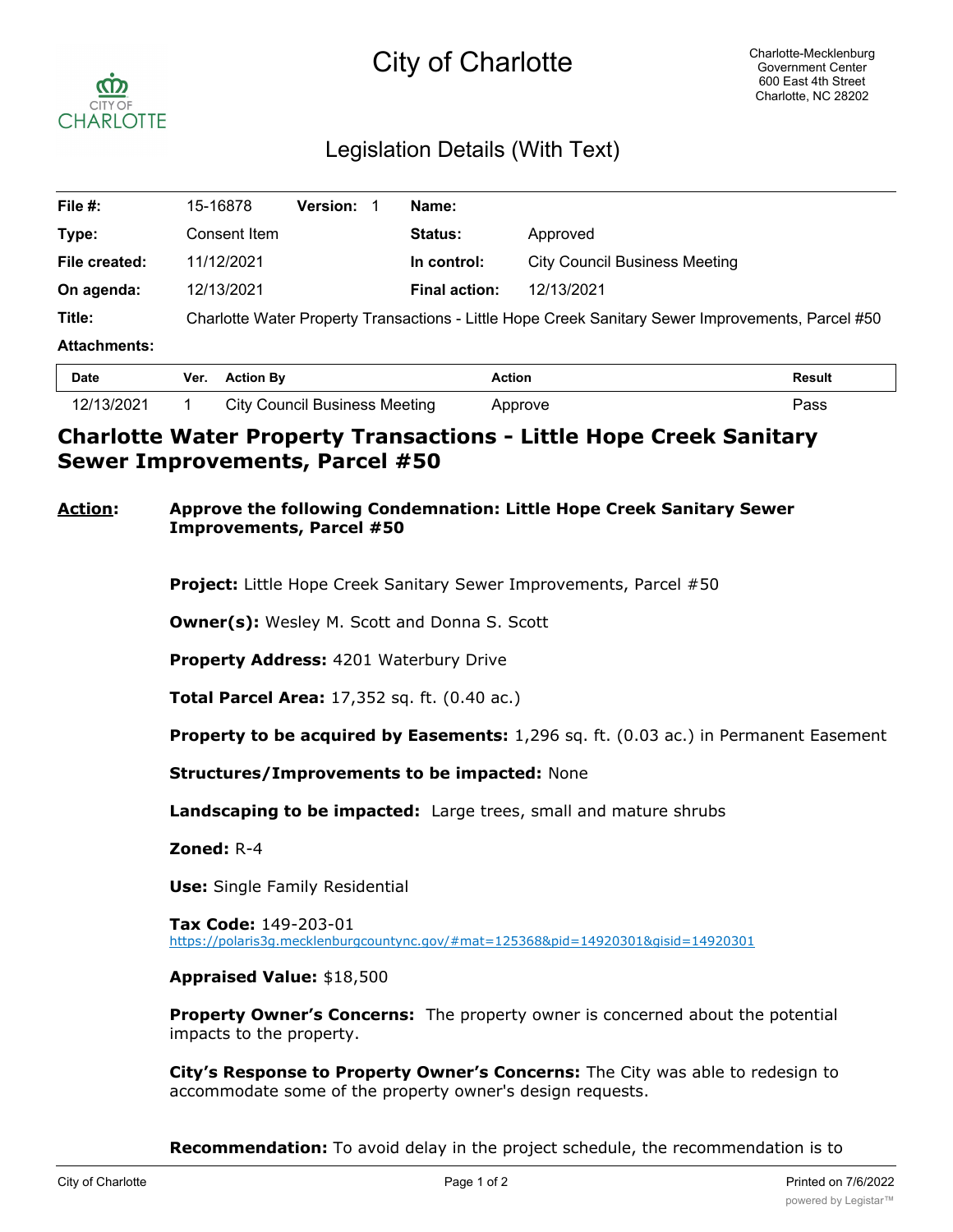# City of Charlotte

Charlotte-Mecklenburg
Government Center
600 East 4th Street
Charlotte, NC 28202

## Legislation Details (With Text)

| | | | | | |
|---|---|---|---|---|---|
| **File #:** | 15-16878 | **Version:** 1 | | **Name:** | |
| **Type:** | Consent Item | | | **Status:** | Approved |
| **File created:** | 11/12/2021 | | | **In control:** | City Council Business Meeting |
| **On agenda:** | 12/13/2021 | | | **Final action:** | 12/13/2021 |
| **Title:** | Charlotte Water Property Transactions - Little Hope Creek Sanitary Sewer Improvements, Parcel #50 | | | | |
| **Attachments:** | | | | | |

| Date | Ver. | Action By | Action | Result |
|---|---|---|---|---|
| 12/13/2021 | 1 | City Council Business Meeting | Approve | Pass |

# Charlotte Water Property Transactions - Little Hope Creek Sanitary Sewer Improvements, Parcel #50

**Action:** **Approve the following Condemnation: Little Hope Creek Sanitary Sewer Improvements, Parcel #50**

**Project:** Little Hope Creek Sanitary Sewer Improvements, Parcel #50

**Owner(s):** Wesley M. Scott and Donna S. Scott

**Property Address:** 4201 Waterbury Drive

**Total Parcel Area:** 17,352 sq. ft. (0.40 ac.)

**Property to be acquired by Easements:** 1,296 sq. ft. (0.03 ac.) in Permanent Easement

**Structures/Improvements to be impacted:** None

**Landscaping to be impacted:** Large trees, small and mature shrubs

**Zoned:** R-4

**Use:** Single Family Residential

**Tax Code:** 149-203-01
https://polaris3g.mecklenburgcountync.gov/#mat=125368&pid=14920301&gisid=14920301

**Appraised Value:** $18,500

**Property Owner's Concerns:** The property owner is concerned about the potential impacts to the property.

**City's Response to Property Owner's Concerns:** The City was able to redesign to accommodate some of the property owner's design requests.

**Recommendation:** To avoid delay in the project schedule, the recommendation is to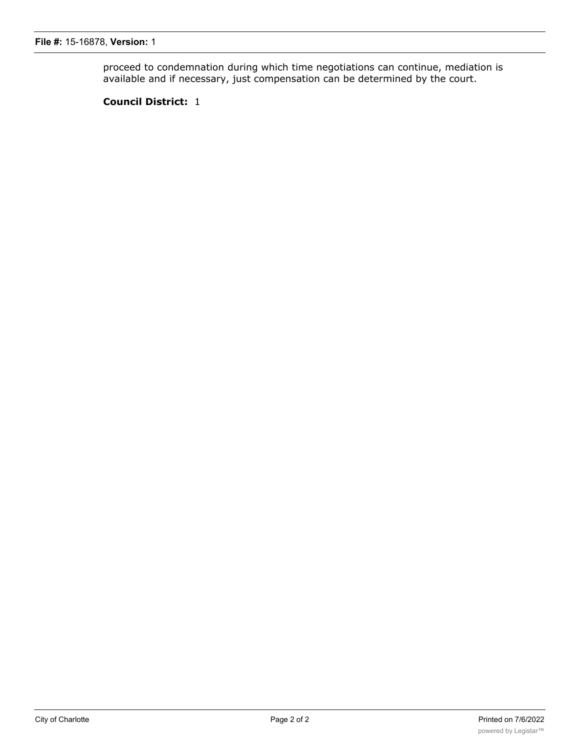proceed to condemnation during which time negotiations can continue, mediation is available and if necessary, just compensation can be determined by the court.

**Council District:** 1